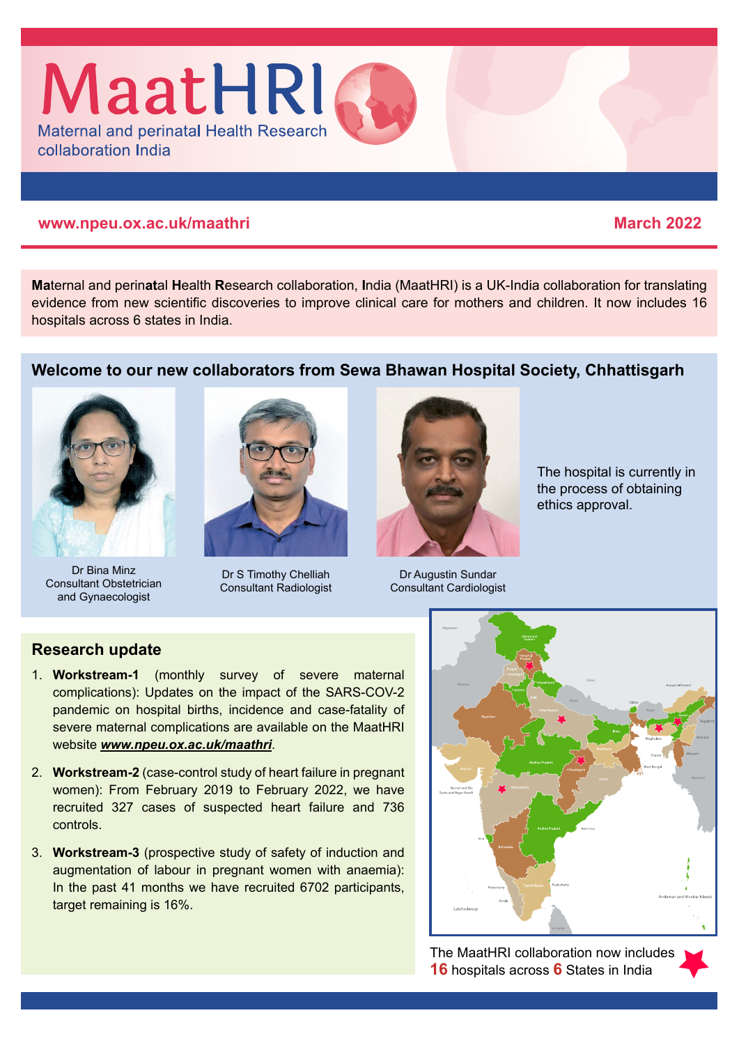# MaatHRI

Maternal and perinatal Health Research collaboration India

www.npeu.ox.ac.uk/maathri

March 2022

**Ma**ternal and perin**at**al **H**ealth **R**esearch collaboration, **I**ndia (MaatHRI) is a UK-India collaboration for translating evidence from new scientific discoveries to improve clinical care for mothers and children. It now includes 16 hospitals across 6 states in India.

## Welcome to our new collaborators from Sewa Bhawan Hospital Society, Chhattisgarh

Dr Bina Minz
Consultant Obstetrician and Gynaecologist

Dr S Timothy Chelliah
Consultant Radiologist

Dr Augustin Sundar
Consultant Cardiologist

The hospital is currently in the process of obtaining ethics approval.

## Research update

1. **Workstream-1** (monthly survey of severe maternal complications): Updates on the impact of the SARS-COV-2 pandemic on hospital births, incidence and case-fatality of severe maternal complications are available on the MaatHRI website ***www.npeu.ox.ac.uk/maathri***.
2. **Workstream-2** (case-control study of heart failure in pregnant women): From February 2019 to February 2022, we have recruited 327 cases of suspected heart failure and 736 controls.
3. **Workstream-3** (prospective study of safety of induction and augmentation of labour in pregnant women with anaemia): In the past 41 months we have recruited 6702 participants, target remaining is 16%.

The MaatHRI collaboration now includes **16** hospitals across **6** States in India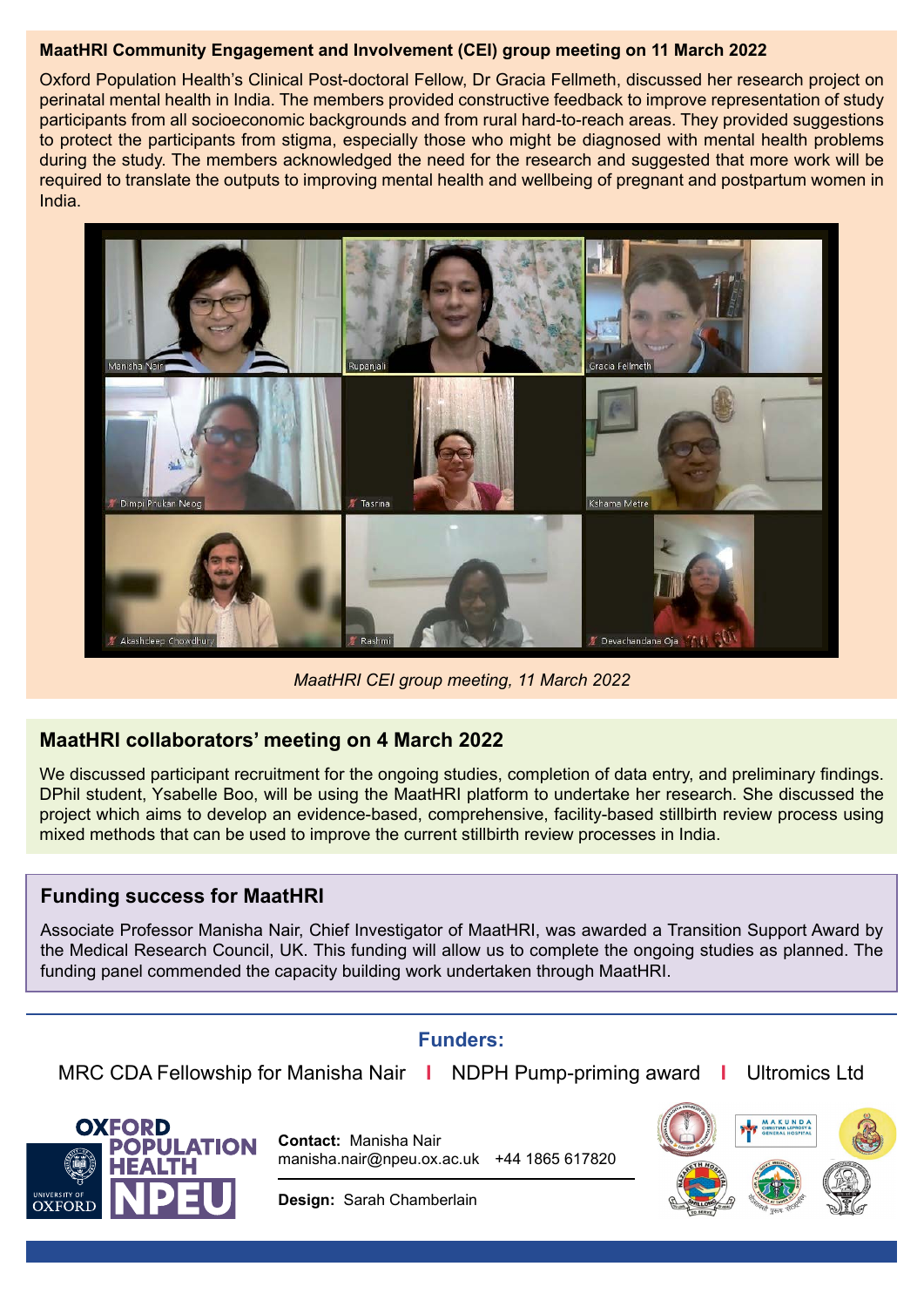## MaatHRI Community Engagement and Involvement (CEI) group meeting on 11 March 2022

Oxford Population Health's Clinical Post-doctoral Fellow, Dr Gracia Fellmeth, discussed her research project on perinatal mental health in India. The members provided constructive feedback to improve representation of study participants from all socioeconomic backgrounds and from rural hard-to-reach areas. They provided suggestions to protect the participants from stigma, especially those who might be diagnosed with mental health problems during the study. The members acknowledged the need for the research and suggested that more work will be required to translate the outputs to improving mental health and wellbeing of pregnant and postpartum women in India.

*MaatHRI CEI group meeting, 11 March 2022*

## MaatHRI collaborators' meeting on 4 March 2022

We discussed participant recruitment for the ongoing studies, completion of data entry, and preliminary findings. DPhil student, Ysabelle Boo, will be using the MaatHRI platform to undertake her research. She discussed the project which aims to develop an evidence-based, comprehensive, facility-based stillbirth review process using mixed methods that can be used to improve the current stillbirth review processes in India.

## Funding success for MaatHRI

Associate Professor Manisha Nair, Chief Investigator of MaatHRI, was awarded a Transition Support Award by the Medical Research Council, UK. This funding will allow us to complete the ongoing studies as planned. The funding panel commended the capacity building work undertaken through MaatHRI.

**Funders:**

MRC CDA Fellowship for Manisha Nair | NDPH Pump-priming award | Ultromics Ltd

OXFORD POPULATION HEALTH NPEU

UNIVERSITY OF OXFORD

**Contact:** Manisha Nair
manisha.nair@npeu.ox.ac.uk +44 1865 617820

**Design:** Sarah Chamberlain